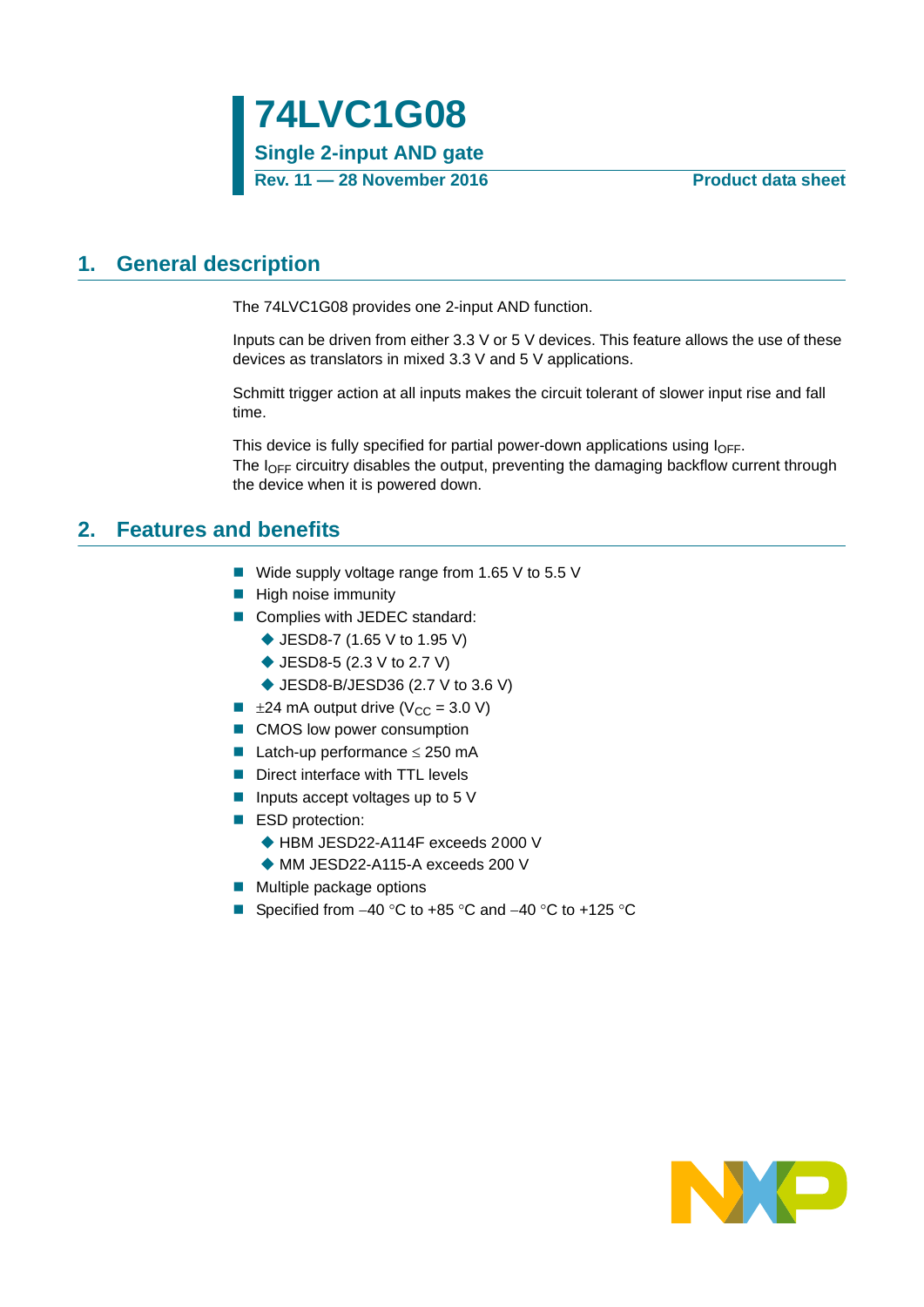# 74LVC1G08

**Single 2-input AND gate**

**Rev. 11 — 28 November 2016** **Product data sheet**

## 1. General description

The 74LVC1G08 provides one 2-input AND function.

Inputs can be driven from either 3.3 V or 5 V devices. This feature allows the use of these devices as translators in mixed 3.3 V and 5 V applications.

Schmitt trigger action at all inputs makes the circuit tolerant of slower input rise and fall time.

This device is fully specified for partial power-down applications using $I_{OFF}$. The $I_{OFF}$ circuitry disables the output, preventing the damaging backflow current through the device when it is powered down.

## 2. Features and benefits

- Wide supply voltage range from 1.65 V to 5.5 V
- High noise immunity
- Complies with JEDEC standard:
  - JESD8-7 (1.65 V to 1.95 V)
  - JESD8-5 (2.3 V to 2.7 V)
  - JESD8-B/JESD36 (2.7 V to 3.6 V)
- ±24 mA output drive ($V_{CC}$ = 3.0 V)
- CMOS low power consumption
- Latch-up performance ≤ 250 mA
- Direct interface with TTL levels
- Inputs accept voltages up to 5 V
- ESD protection:
  - HBM JESD22-A114F exceeds 2000 V
  - MM JESD22-A115-A exceeds 200 V
- Multiple package options
- Specified from −40 °C to +85 °C and −40 °C to +125 °C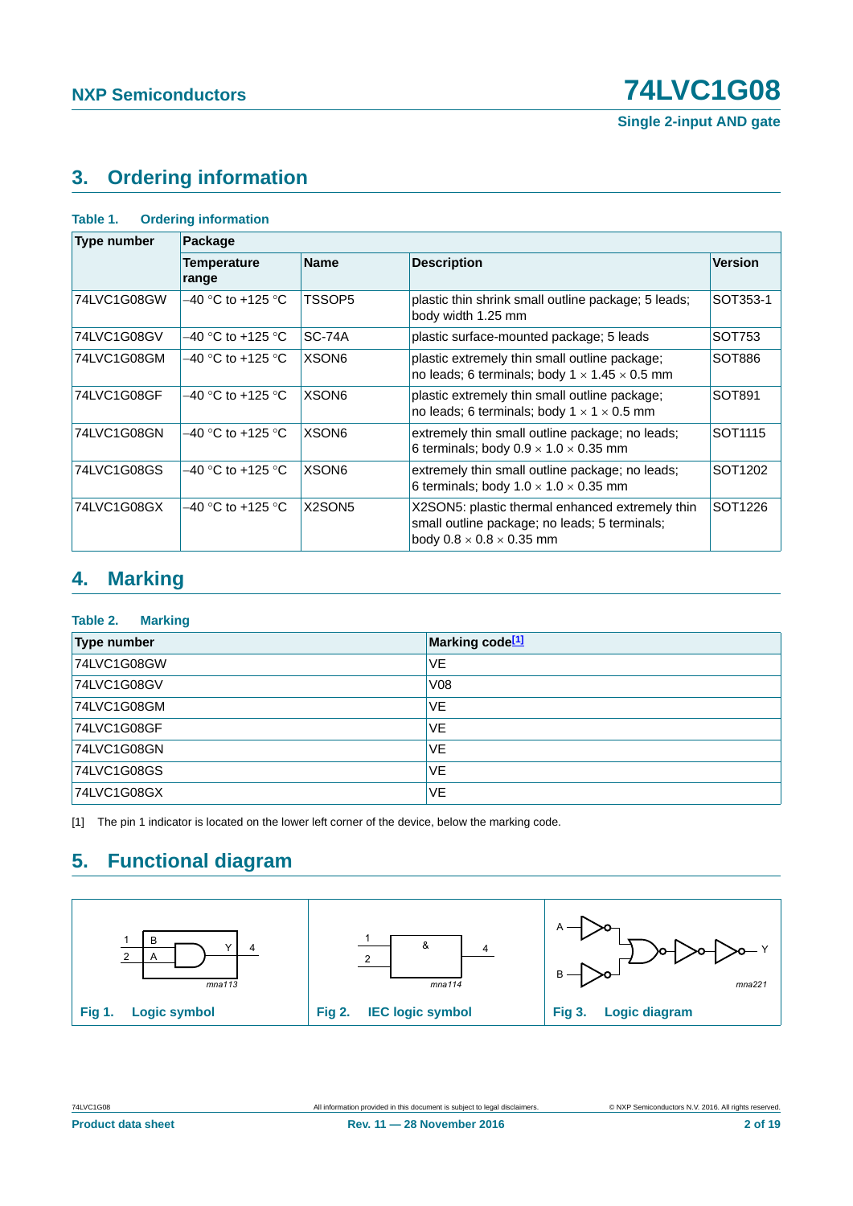## 3. Ordering information

**Table 1. Ordering information**

| Type number | Package | | | |
|---|---|---|---|---|
| | **Temperature range** | **Name** | **Description** | **Version** |
| 74LVC1G08GW | –40 °C to +125 °C | TSSOP5 | plastic thin shrink small outline package; 5 leads; body width 1.25 mm | SOT353-1 |
| 74LVC1G08GV | –40 °C to +125 °C | SC-74A | plastic surface-mounted package; 5 leads | SOT753 |
| 74LVC1G08GM | –40 °C to +125 °C | XSON6 | plastic extremely thin small outline package; no leads; 6 terminals; body 1 × 1.45 × 0.5 mm | SOT886 |
| 74LVC1G08GF | –40 °C to +125 °C | XSON6 | plastic extremely thin small outline package; no leads; 6 terminals; body 1 × 1 × 0.5 mm | SOT891 |
| 74LVC1G08GN | –40 °C to +125 °C | XSON6 | extremely thin small outline package; no leads; 6 terminals; body 0.9 × 1.0 × 0.35 mm | SOT1115 |
| 74LVC1G08GS | –40 °C to +125 °C | XSON6 | extremely thin small outline package; no leads; 6 terminals; body 1.0 × 1.0 × 0.35 mm | SOT1202 |
| 74LVC1G08GX | –40 °C to +125 °C | X2SON5 | X2SON5: plastic thermal enhanced extremely thin small outline package; no leads; 5 terminals; body 0.8 × 0.8 × 0.35 mm | SOT1226 |

## 4. Marking

**Table 2. Marking**

| Type number | Marking code[1] |
|---|---|
| 74LVC1G08GW | VE |
| 74LVC1G08GV | V08 |
| 74LVC1G08GM | VE |
| 74LVC1G08GF | VE |
| 74LVC1G08GN | VE |
| 74LVC1G08GS | VE |
| 74LVC1G08GX | VE |

[1] The pin 1 indicator is located on the lower left corner of the device, below the marking code.

## 5. Functional diagram

**Fig 1. Logic symbol**

**Fig 2. IEC logic symbol**

**Fig 3. Logic diagram**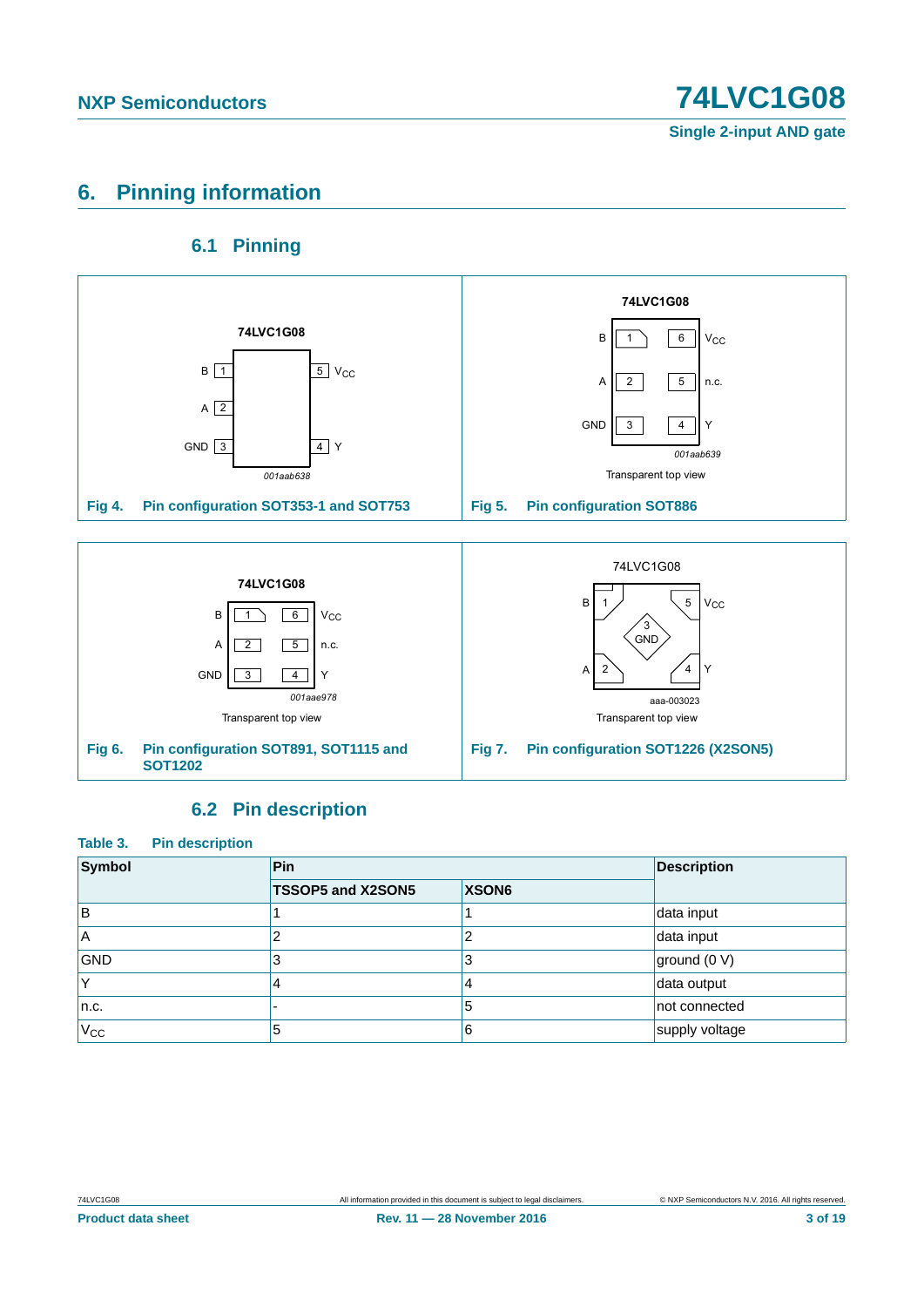## 6. Pinning information

### 6.1 Pinning

**Fig 4. Pin configuration SOT353-1 and SOT753**

**Fig 5. Pin configuration SOT886**

**Fig 6. Pin configuration SOT891, SOT1115 and SOT1202**

**Fig 7. Pin configuration SOT1226 (X2SON5)**

### 6.2 Pin description

**Table 3. Pin description**

| Symbol | Pin | | Description |
|---|---|---|---|
| | TSSOP5 and X2SON5 | XSON6 | |
| B | 1 | 1 | data input |
| A | 2 | 2 | data input |
| GND | 3 | 3 | ground (0 V) |
| Y | 4 | 4 | data output |
| n.c. | - | 5 | not connected |
| $V_{CC}$ | 5 | 6 | supply voltage |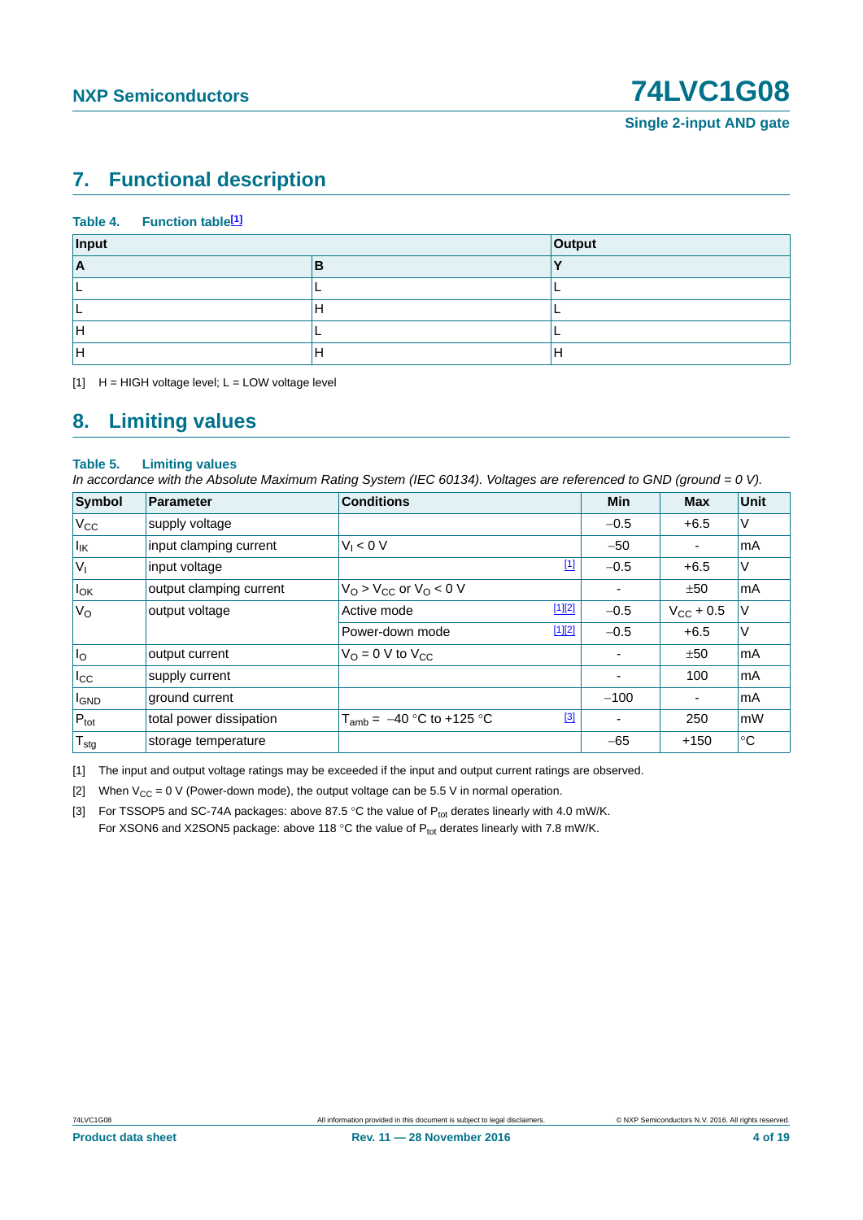## 7. Functional description

**Table 4. Function table[1]**

| Input | | Output |
|---|---|---|
| **A** | **B** | **Y** |
| L | L | L |
| L | H | L |
| H | L | L |
| H | H | H |

[1] H = HIGH voltage level; L = LOW voltage level

## 8. Limiting values

**Table 5. Limiting values**

*In accordance with the Absolute Maximum Rating System (IEC 60134). Voltages are referenced to GND (ground = 0 V).*

| Symbol | Parameter | Conditions | | Min | Max | Unit |
|---|---|---|---|---|---|---|
| $V_{CC}$ | supply voltage | | | −0.5 | +6.5 | V |
| $I_{IK}$ | input clamping current | $V_I < 0$ V | | −50 | - | mA |
| $V_I$ | input voltage | | [1] | −0.5 | +6.5 | V |
| $I_{OK}$ | output clamping current | $V_O > V_{CC}$ or $V_O < 0$ V | | - | ±50 | mA |
| $V_O$ | output voltage | Active mode | [1][2] | −0.5 | $V_{CC}$ + 0.5 | V |
| | | Power-down mode | [1][2] | −0.5 | +6.5 | V |
| $I_O$ | output current | $V_O$ = 0 V to $V_{CC}$ | | - | ±50 | mA |
| $I_{CC}$ | supply current | | | - | 100 | mA |
| $I_{GND}$ | ground current | | | −100 | - | mA |
| $P_{tot}$ | total power dissipation | $T_{amb}$ = −40 °C to +125 °C | [3] | - | 250 | mW |
| $T_{stg}$ | storage temperature | | | −65 | +150 | °C |

[1] The input and output voltage ratings may be exceeded if the input and output current ratings are observed.

[2] When $V_{CC}$ = 0 V (Power-down mode), the output voltage can be 5.5 V in normal operation.

[3] For TSSOP5 and SC-74A packages: above 87.5 °C the value of $P_{tot}$ derates linearly with 4.0 mW/K.
For XSON6 and X2SON5 package: above 118 °C the value of $P_{tot}$ derates linearly with 7.8 mW/K.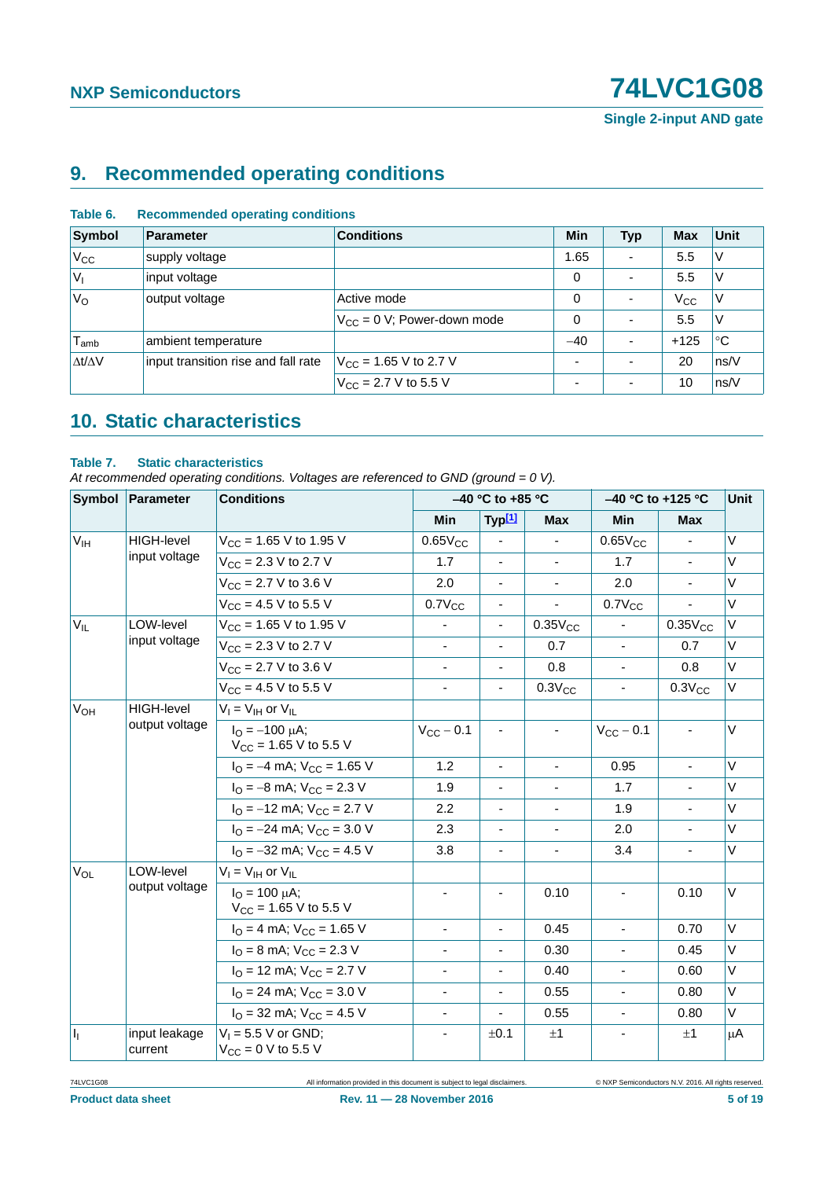## 9. Recommended operating conditions

**Table 6. Recommended operating conditions**

| Symbol | Parameter | Conditions | Min | Typ | Max | Unit |
|---|---|---|---|---|---|---|
| $V_{CC}$ | supply voltage | | 1.65 | - | 5.5 | V |
| $V_I$ | input voltage | | 0 | - | 5.5 | V |
| $V_O$ | output voltage | Active mode | 0 | - | $V_{CC}$ | V |
| | | $V_{CC}$ = 0 V; Power-down mode | 0 | - | 5.5 | V |
| $T_{amb}$ | ambient temperature | | −40 | - | +125 | °C |
| $\Delta t/\Delta V$ | input transition rise and fall rate | $V_{CC}$ = 1.65 V to 2.7 V | - | - | 20 | ns/V |
| | | $V_{CC}$ = 2.7 V to 5.5 V | - | - | 10 | ns/V |

## 10. Static characteristics

**Table 7. Static characteristics**

*At recommended operating conditions. Voltages are referenced to GND (ground = 0 V).*

| Symbol | Parameter | Conditions | −40 °C to +85 °C | | | −40 °C to +125 °C | | Unit |
|---|---|---|---|---|---|---|---|---|
| | | | Min | Typ[1] | Max | Min | Max | |
| $V_{IH}$ | HIGH-level input voltage | $V_{CC}$ = 1.65 V to 1.95 V | $0.65V_{CC}$ | - | - | $0.65V_{CC}$ | - | V |
| | | $V_{CC}$ = 2.3 V to 2.7 V | 1.7 | - | - | 1.7 | - | V |
| | | $V_{CC}$ = 2.7 V to 3.6 V | 2.0 | - | - | 2.0 | - | V |
| | | $V_{CC}$ = 4.5 V to 5.5 V | $0.7V_{CC}$ | - | - | $0.7V_{CC}$ | - | V |
| $V_{IL}$ | LOW-level input voltage | $V_{CC}$ = 1.65 V to 1.95 V | - | - | $0.35V_{CC}$ | - | $0.35V_{CC}$ | V |
| | | $V_{CC}$ = 2.3 V to 2.7 V | - | - | 0.7 | - | 0.7 | V |
| | | $V_{CC}$ = 2.7 V to 3.6 V | - | - | 0.8 | - | 0.8 | V |
| | | $V_{CC}$ = 4.5 V to 5.5 V | - | - | $0.3V_{CC}$ | - | $0.3V_{CC}$ | V |
| $V_{OH}$ | HIGH-level output voltage | $V_I = V_{IH}$ or $V_{IL}$ | | | | | | |
| | | $I_O$ = −100 μA; $V_{CC}$ = 1.65 V to 5.5 V | $V_{CC} - 0.1$ | - | - | $V_{CC} - 0.1$ | - | V |
| | | $I_O$ = −4 mA; $V_{CC}$ = 1.65 V | 1.2 | - | - | 0.95 | - | V |
| | | $I_O$ = −8 mA; $V_{CC}$ = 2.3 V | 1.9 | - | - | 1.7 | - | V |
| | | $I_O$ = −12 mA; $V_{CC}$ = 2.7 V | 2.2 | - | - | 1.9 | - | V |
| | | $I_O$ = −24 mA; $V_{CC}$ = 3.0 V | 2.3 | - | - | 2.0 | - | V |
| | | $I_O$ = −32 mA; $V_{CC}$ = 4.5 V | 3.8 | - | - | 3.4 | - | V |
| $V_{OL}$ | LOW-level output voltage | $V_I = V_{IH}$ or $V_{IL}$ | | | | | | |
| | | $I_O$ = 100 μA; $V_{CC}$ = 1.65 V to 5.5 V | - | - | 0.10 | - | 0.10 | V |
| | | $I_O$ = 4 mA; $V_{CC}$ = 1.65 V | - | - | 0.45 | - | 0.70 | V |
| | | $I_O$ = 8 mA; $V_{CC}$ = 2.3 V | - | - | 0.30 | - | 0.45 | V |
| | | $I_O$ = 12 mA; $V_{CC}$ = 2.7 V | - | - | 0.40 | - | 0.60 | V |
| | | $I_O$ = 24 mA; $V_{CC}$ = 3.0 V | - | - | 0.55 | - | 0.80 | V |
| | | $I_O$ = 32 mA; $V_{CC}$ = 4.5 V | - | - | 0.55 | - | 0.80 | V |
| $I_I$ | input leakage current | $V_I$ = 5.5 V or GND; $V_{CC}$ = 0 V to 5.5 V | - | ±0.1 | ±1 | - | ±1 | μA |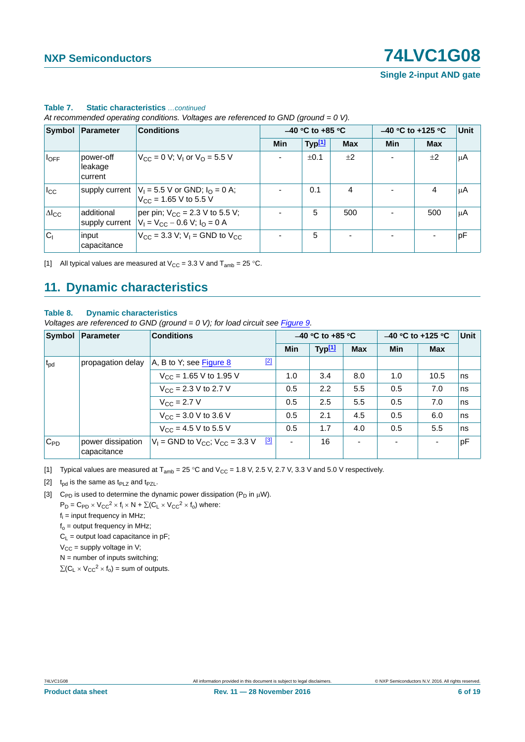**Table 7. Static characteristics** *...continued*

*At recommended operating conditions. Voltages are referenced to GND (ground = 0 V).*

| Symbol | Parameter | Conditions | –40 °C to +85 °C | | | –40 °C to +125 °C | | Unit |
|---|---|---|---|---|---|---|---|---|
| | | | Min | Typ[1] | Max | Min | Max | |
| $I_{OFF}$ | power-off leakage current | $V_{CC}$ = 0 V; $V_I$ or $V_O$ = 5.5 V | - | ±0.1 | ±2 | - | ±2 | μA |
| $I_{CC}$ | supply current | $V_I$ = 5.5 V or GND; $I_O$ = 0 A; $V_{CC}$ = 1.65 V to 5.5 V | - | 0.1 | 4 | - | 4 | μA |
| $\Delta I_{CC}$ | additional supply current | per pin; $V_{CC}$ = 2.3 V to 5.5 V; $V_I = V_{CC} - 0.6$ V; $I_O$ = 0 A | - | 5 | 500 | - | 500 | μA |
| $C_I$ | input capacitance | $V_{CC}$ = 3.3 V; $V_I$ = GND to $V_{CC}$ | - | 5 | - | - | - | pF |

[1] All typical values are measured at $V_{CC}$ = 3.3 V and $T_{amb}$ = 25 °C.

## 11. Dynamic characteristics

**Table 8. Dynamic characteristics**

*Voltages are referenced to GND (ground = 0 V); for load circuit see Figure 9.*

| Symbol | Parameter | Conditions | –40 °C to +85 °C | | | –40 °C to +125 °C | | Unit |
|---|---|---|---|---|---|---|---|---|
| | | | Min | Typ[1] | Max | Min | Max | |
| $t_{pd}$ | propagation delay | A, B to Y; see Figure 8 [2] | | | | | | |
| | | $V_{CC}$ = 1.65 V to 1.95 V | 1.0 | 3.4 | 8.0 | 1.0 | 10.5 | ns |
| | | $V_{CC}$ = 2.3 V to 2.7 V | 0.5 | 2.2 | 5.5 | 0.5 | 7.0 | ns |
| | | $V_{CC}$ = 2.7 V | 0.5 | 2.5 | 5.5 | 0.5 | 7.0 | ns |
| | | $V_{CC}$ = 3.0 V to 3.6 V | 0.5 | 2.1 | 4.5 | 0.5 | 6.0 | ns |
| | | $V_{CC}$ = 4.5 V to 5.5 V | 0.5 | 1.7 | 4.0 | 0.5 | 5.5 | ns |
| $C_{PD}$ | power dissipation capacitance | $V_I$ = GND to $V_{CC}$; $V_{CC}$ = 3.3 V [3] | - | 16 | - | - | - | pF |

[1] Typical values are measured at $T_{amb}$ = 25 °C and $V_{CC}$ = 1.8 V, 2.5 V, 2.7 V, 3.3 V and 5.0 V respectively.

[2] $t_{pd}$ is the same as $t_{PLZ}$ and $t_{PZL}$.

[3] $C_{PD}$ is used to determine the dynamic power dissipation ($P_D$ in μW).

$P_D = C_{PD} \times V_{CC}^2 \times f_i \times N + \sum(C_L \times V_{CC}^2 \times f_o)$ where:

$f_i$ = input frequency in MHz;

$f_o$ = output frequency in MHz;

$C_L$ = output load capacitance in pF;

$V_{CC}$ = supply voltage in V;

N = number of inputs switching;

$\sum(C_L \times V_{CC}^2 \times f_o)$ = sum of outputs.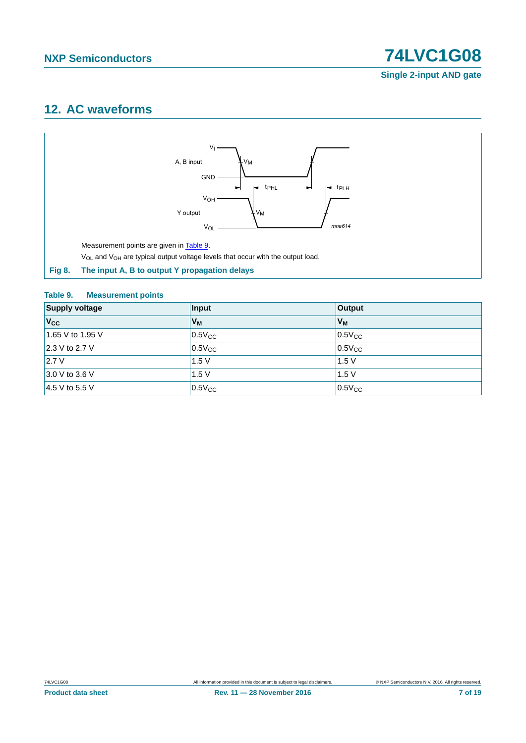## 12. AC waveforms

Measurement points are given in Table 9.

$V_{OL}$ and $V_{OH}$ are typical output voltage levels that occur with the output load.

**Fig 8. The input A, B to output Y propagation delays**

**Table 9. Measurement points**

| Supply voltage | Input | Output |
|---|---|---|
| $V_{CC}$ | $V_M$ | $V_M$ |
| 1.65 V to 1.95 V | $0.5V_{CC}$ | $0.5V_{CC}$ |
| 2.3 V to 2.7 V | $0.5V_{CC}$ | $0.5V_{CC}$ |
| 2.7 V | 1.5 V | 1.5 V |
| 3.0 V to 3.6 V | 1.5 V | 1.5 V |
| 4.5 V to 5.5 V | $0.5V_{CC}$ | $0.5V_{CC}$ |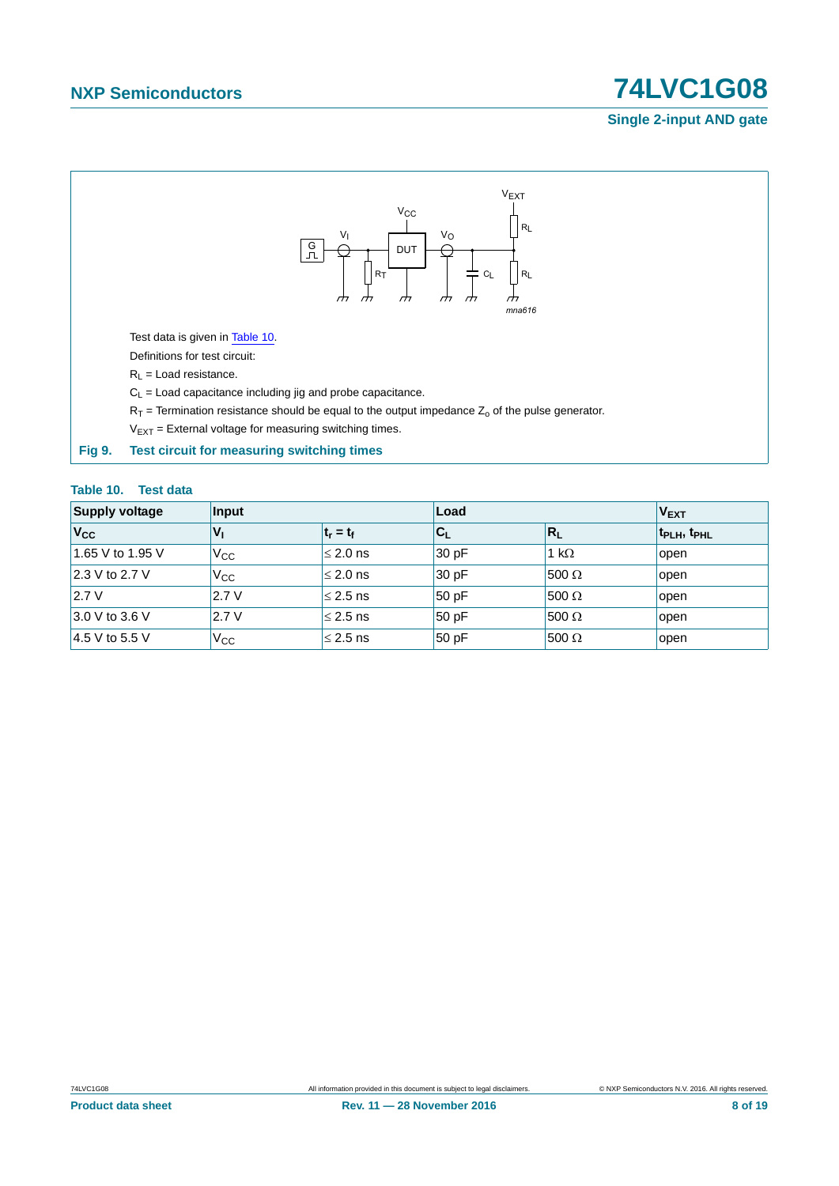Test data is given in Table 10.

Definitions for test circuit:

$R_L$ = Load resistance.

$C_L$ = Load capacitance including jig and probe capacitance.

$R_T$ = Termination resistance should be equal to the output impedance $Z_o$ of the pulse generator.

$V_{EXT}$ = External voltage for measuring switching times.

**Fig 9. Test circuit for measuring switching times**

**Table 10. Test data**

| Supply voltage | Input | | Load | | $V_{EXT}$ |
|---|---|---|---|---|---|
| $V_{CC}$ | $V_I$ | $t_r = t_f$ | $C_L$ | $R_L$ | $t_{PLH}$, $t_{PHL}$ |
| 1.65 V to 1.95 V | $V_{CC}$ | ≤ 2.0 ns | 30 pF | 1 kΩ | open |
| 2.3 V to 2.7 V | $V_{CC}$ | ≤ 2.0 ns | 30 pF | 500 Ω | open |
| 2.7 V | 2.7 V | ≤ 2.5 ns | 50 pF | 500 Ω | open |
| 3.0 V to 3.6 V | 2.7 V | ≤ 2.5 ns | 50 pF | 500 Ω | open |
| 4.5 V to 5.5 V | $V_{CC}$ | ≤ 2.5 ns | 50 pF | 500 Ω | open |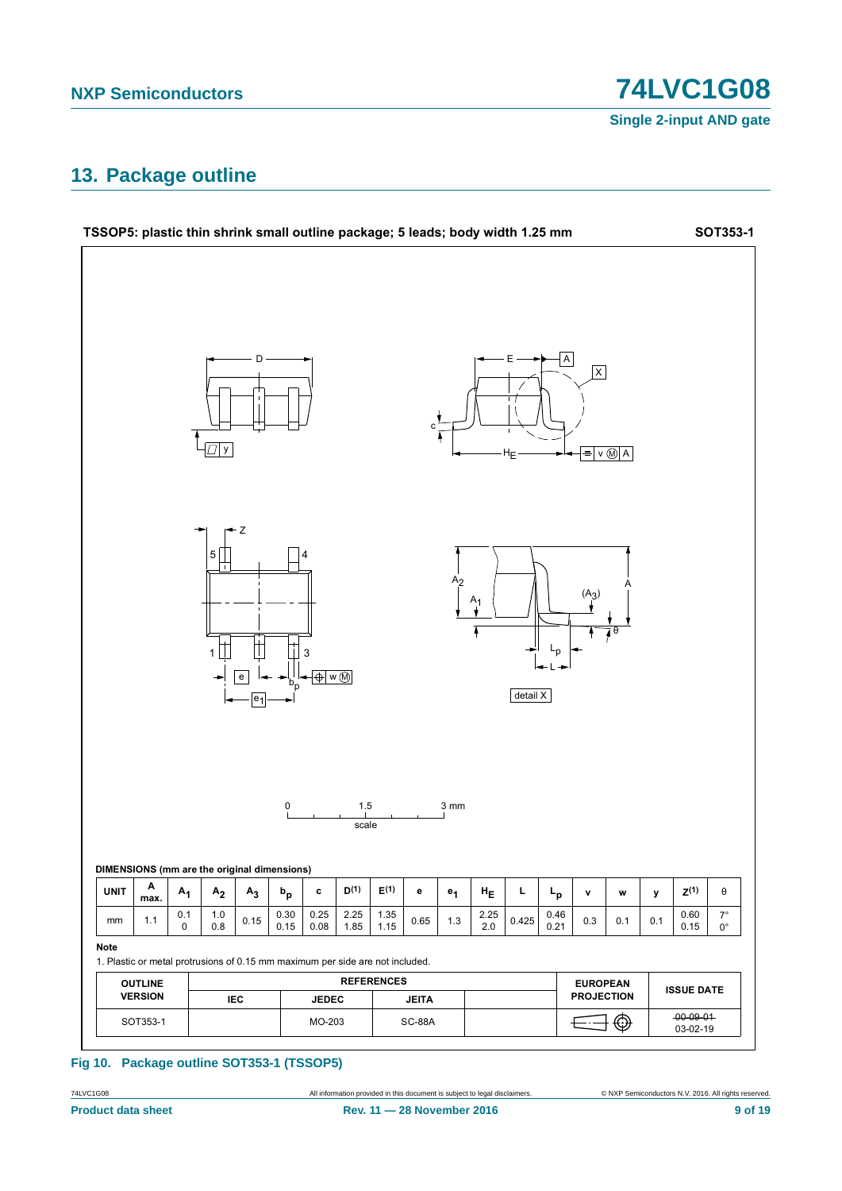## 13. Package outline

**TSSOP5: plastic thin shrink small outline package; 5 leads; body width 1.25 mm** **SOT353-1**

**DIMENSIONS (mm are the original dimensions)**

| UNIT | A max. | $A_1$ | $A_2$ | $A_3$ | $b_p$ | c | D(1) | E(1) | e | $e_1$ | $H_E$ | L | $L_p$ | v | w | y | Z(1) | θ |
|---|---|---|---|---|---|---|---|---|---|---|---|---|---|---|---|---|---|---|
| mm | 1.1 | 0.1<br>0 | 1.0<br>0.8 | 0.15 | 0.30<br>0.15 | 0.25<br>0.08 | 2.25<br>1.85 | 1.35<br>1.15 | 0.65 | 1.3 | 2.25<br>2.0 | 0.425 | 0.46<br>0.21 | 0.3 | 0.1 | 0.1 | 0.60<br>0.15 | 7°<br>0° |

**Note**

1. Plastic or metal protrusions of 0.15 mm maximum per side are not included.

| OUTLINE VERSION | REFERENCES | | | | EUROPEAN PROJECTION | ISSUE DATE |
|---|---|---|---|---|---|---|
| | IEC | JEDEC | JEITA | | | |
| SOT353-1 | | MO-203 | SC-88A | | | ~~00-09-01~~<br>03-02-19 |

**Fig 10. Package outline SOT353-1 (TSSOP5)**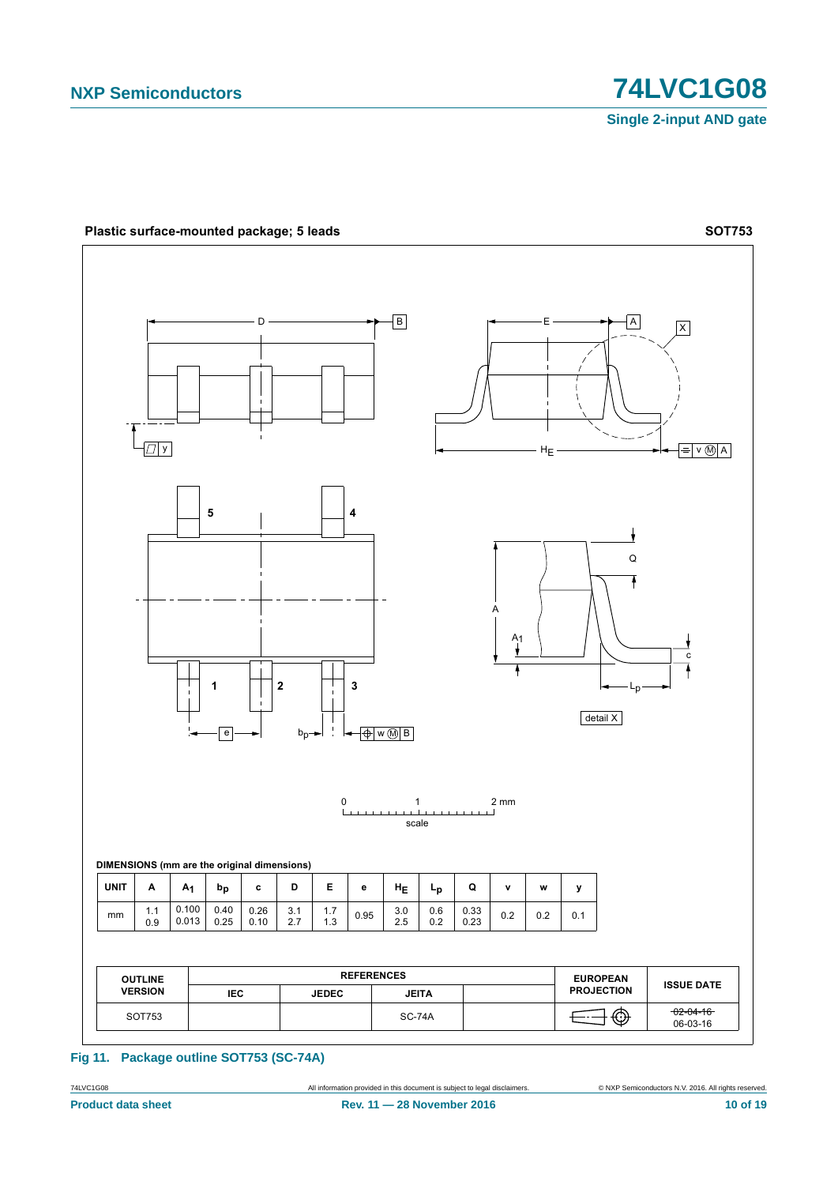**Plastic surface-mounted package; 5 leads** **SOT753**

DIMENSIONS (mm are the original dimensions)

| UNIT | A | $A_1$ | $b_p$ | c | D | E | e | $H_E$ | $L_p$ | Q | v | w | y |
|---|---|---|---|---|---|---|---|---|---|---|---|---|---|
| mm | 1.1<br>0.9 | 0.100<br>0.013 | 0.40<br>0.25 | 0.26<br>0.10 | 3.1<br>2.7 | 1.7<br>1.3 | 0.95 | 3.0<br>2.5 | 0.6<br>0.2 | 0.33<br>0.23 | 0.2 | 0.2 | 0.1 |

| OUTLINE VERSION | REFERENCES | | | | EUROPEAN PROJECTION | ISSUE DATE |
|---|---|---|---|---|---|---|
| | IEC | JEDEC | JEITA | | | |
| SOT753 | | | SC-74A | | | ~~02-04-16~~<br>06-03-16 |

**Fig 11. Package outline SOT753 (SC-74A)**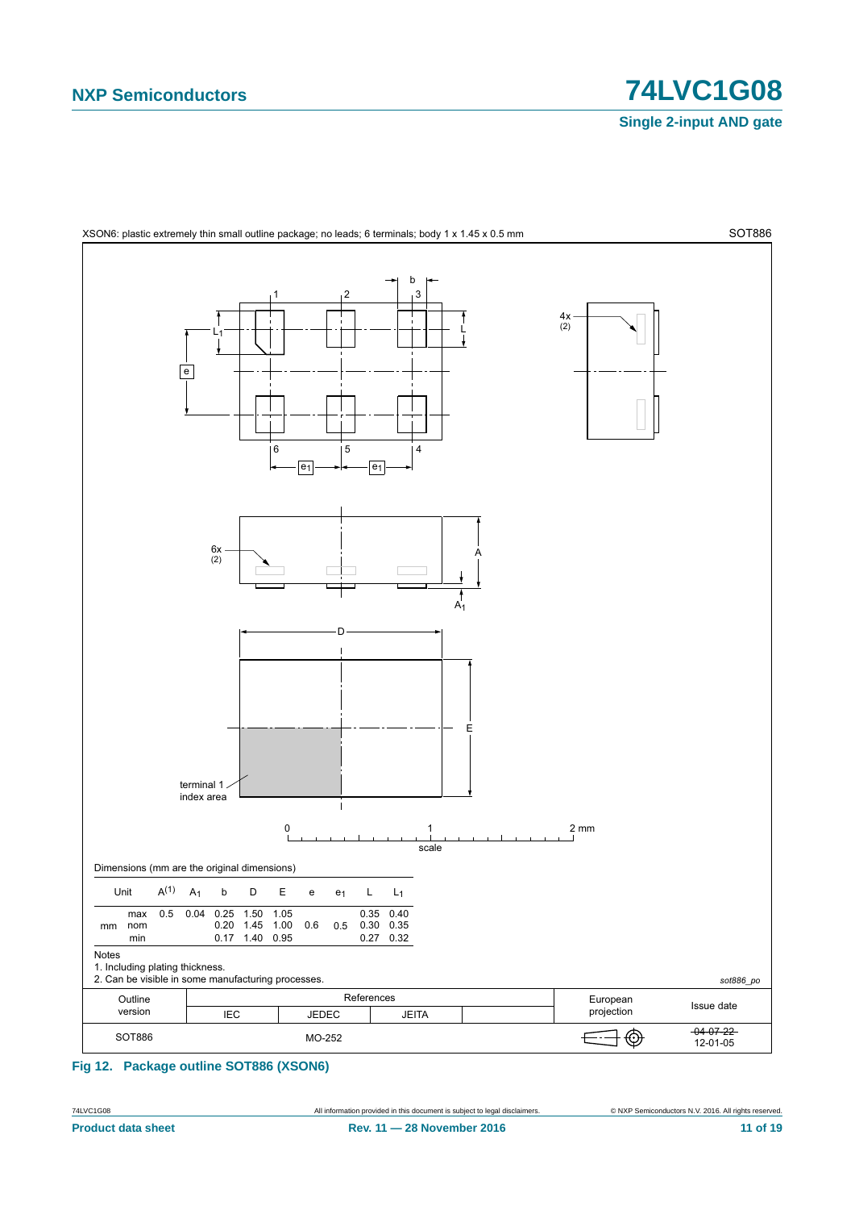XSON6: plastic extremely thin small outline package; no leads; 6 terminals; body 1 x 1.45 x 0.5 mm

SOT886

Dimensions (mm are the original dimensions)

| Unit | | $A^{(1)}$ | $A_1$ | b | D | E | e | $e_1$ | L | $L_1$ |
|---|---|---|---|---|---|---|---|---|---|---|
| mm | max | 0.5 | 0.04 | 0.25 | 1.50 | 1.05 | | | 0.35 | 0.40 |
| | nom | | | 0.20 | 1.45 | 1.00 | 0.6 | 0.5 | 0.30 | 0.35 |
| | min | | | 0.17 | 1.40 | 0.95 | | | 0.27 | 0.32 |

Notes

1. Including plating thickness.
2. Can be visible in some manufacturing processes.

sot886_po

| Outline version | References | | | | European projection | Issue date |
|---|---|---|---|---|---|---|
| | IEC | JEDEC | JEITA | | | |
| SOT886 | | MO-252 | | | | ~~04-07-22~~ 12-01-05 |

**Fig 12. Package outline SOT886 (XSON6)**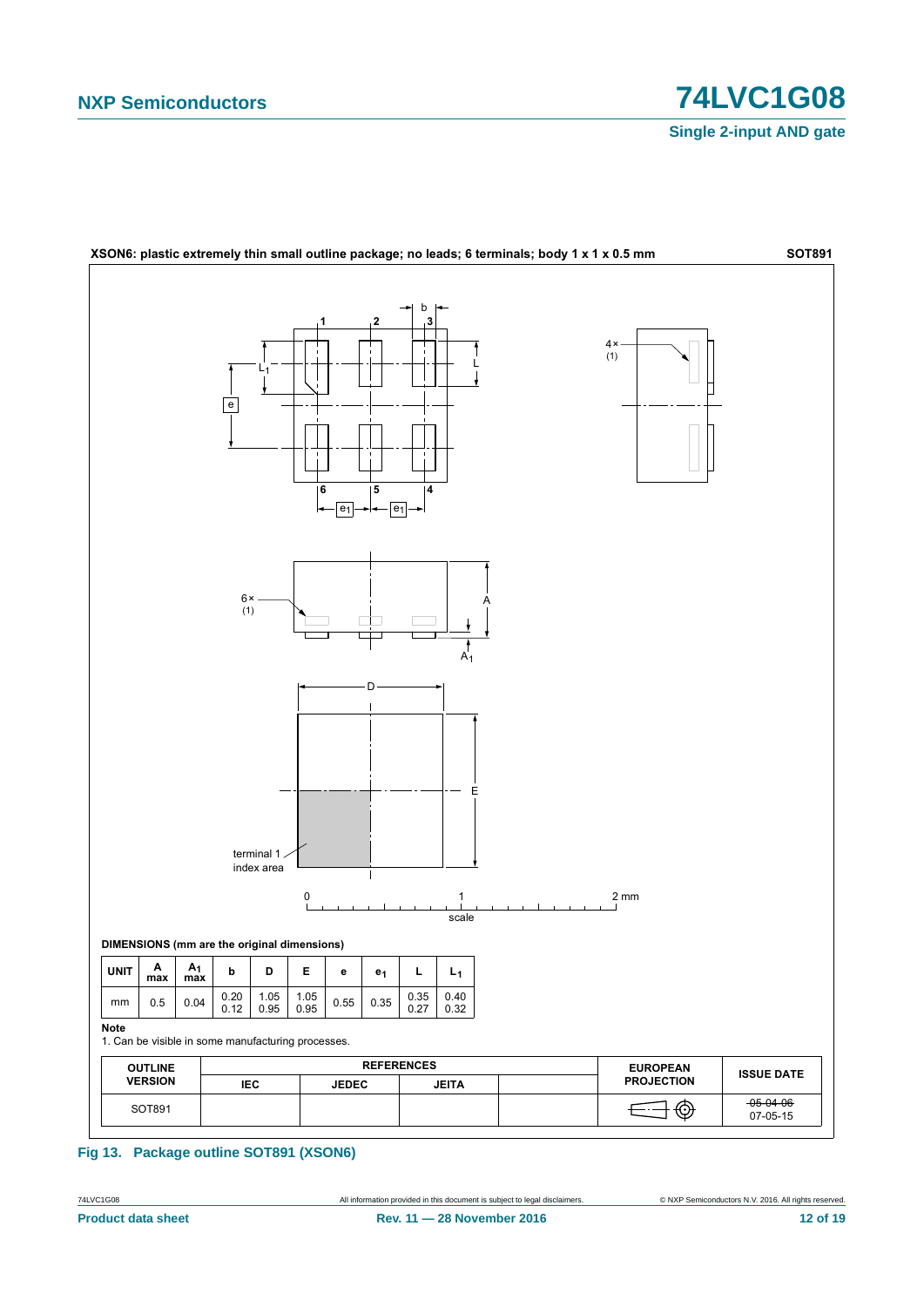**XSON6: plastic extremely thin small outline package; no leads; 6 terminals; body 1 x 1 x 0.5 mm** **SOT891**

**DIMENSIONS (mm are the original dimensions)**

| UNIT | A max | $A_1$ max | b | D | E | e | $e_1$ | L | $L_1$ |
|---|---|---|---|---|---|---|---|---|---|
| mm | 0.5 | 0.04 | 0.20<br>0.12 | 1.05<br>0.95 | 1.05<br>0.95 | 0.55 | 0.35 | 0.35<br>0.27 | 0.40<br>0.32 |

**Note**

1. Can be visible in some manufacturing processes.

| OUTLINE VERSION | REFERENCES | | | | EUROPEAN PROJECTION | ISSUE DATE |
|---|---|---|---|---|---|---|
| | IEC | JEDEC | JEITA | | | |
| SOT891 | | | | | | ~~05-04-06~~<br>07-05-15 |

**Fig 13. Package outline SOT891 (XSON6)**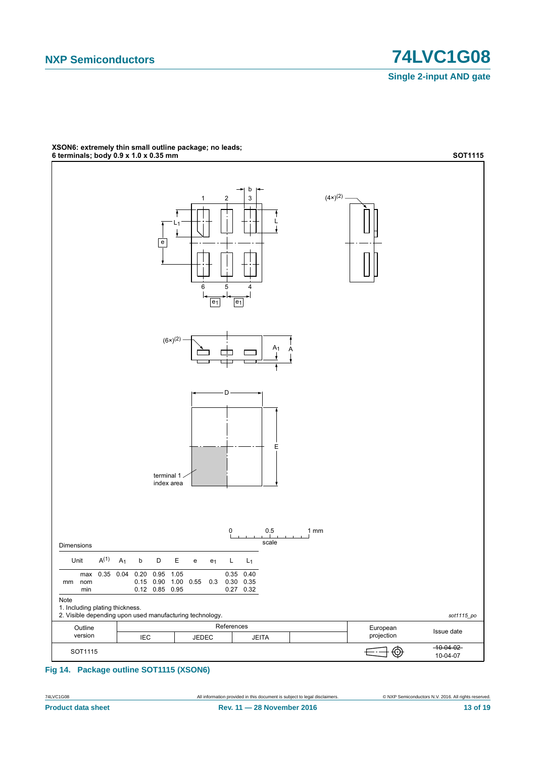**XSON6: extremely thin small outline package; no leads; 6 terminals; body 0.9 x 1.0 x 0.35 mm** **SOT1115**

Dimensions

| Unit | | $A^{(1)}$ | $A_1$ | b | D | E | e | $e_1$ | L | $L_1$ |
|---|---|---|---|---|---|---|---|---|---|---|
| mm | max | 0.35 | 0.04 | 0.20 | 0.95 | 1.05 | | | 0.35 | 0.40 |
| | nom | | | 0.15 | 0.90 | 1.00 | 0.55 | 0.3 | 0.30 | 0.35 |
| | min | | | 0.12 | 0.85 | 0.95 | | | 0.27 | 0.32 |

Note

1. Including plating thickness.
2. Visible depending upon used manufacturing technology.

*sot1115_po*

| Outline version | References | | | | European projection | Issue date |
|---|---|---|---|---|---|---|
| | IEC | JEDEC | JEITA | | | |
| SOT1115 | | | | | | ~~10-04-02~~ 10-04-07 |

**Fig 14. Package outline SOT1115 (XSON6)**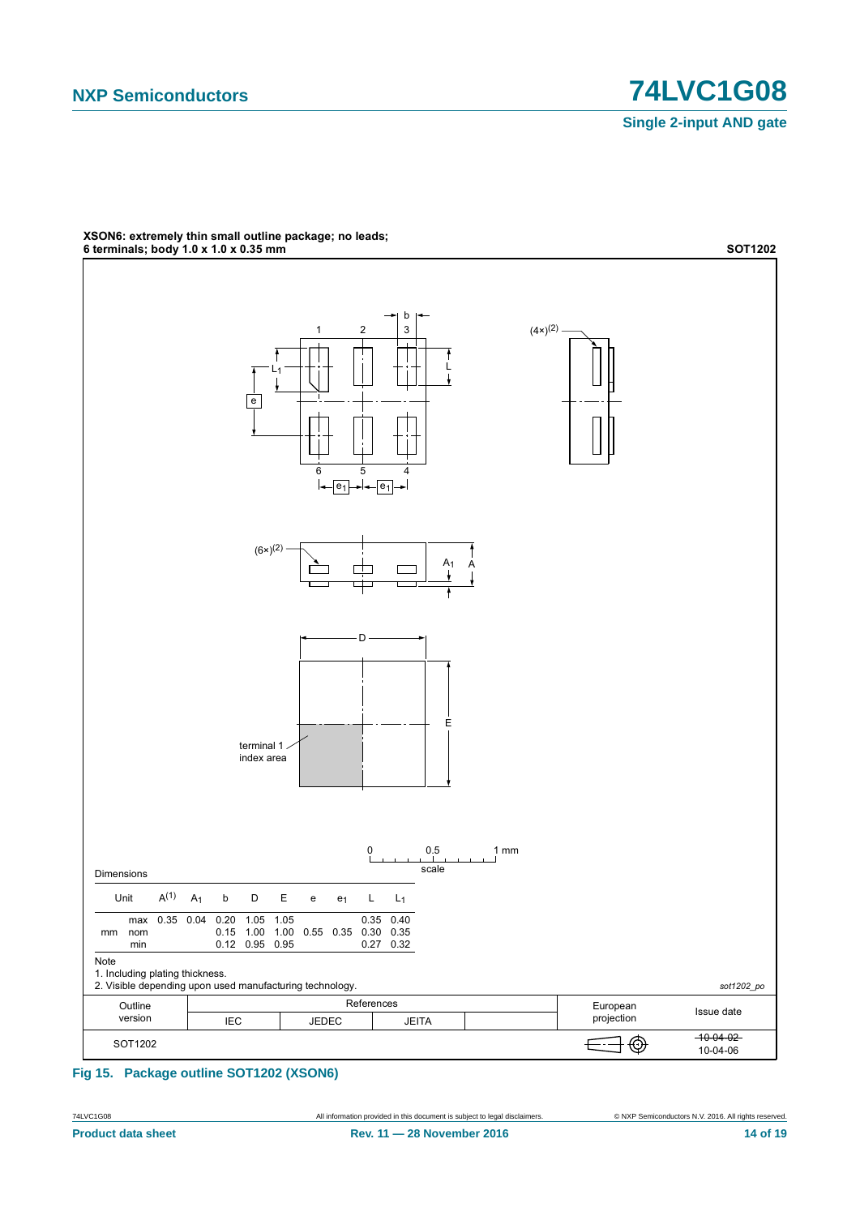**XSON6: extremely thin small outline package; no leads; 6 terminals; body 1.0 x 1.0 x 0.35 mm** **SOT1202**

Dimensions

| Unit | | $A^{(1)}$ | $A_1$ | b | D | E | e | $e_1$ | L | $L_1$ |
|---|---|---|---|---|---|---|---|---|---|---|
| mm | max | 0.35 | 0.04 | 0.20 | 1.05 | 1.05 | | | 0.35 | 0.40 |
| | nom | | | 0.15 | 1.00 | 1.00 | 0.55 | 0.35 | 0.30 | 0.35 |
| | min | | | 0.12 | 0.95 | 0.95 | | | 0.27 | 0.32 |

Note

1. Including plating thickness.
2. Visible depending upon used manufacturing technology.

sot1202_po

| Outline version | References | | | | European projection | Issue date |
|---|---|---|---|---|---|---|
| | IEC | JEDEC | JEITA | | | |
| SOT1202 | | | | | | ~~10-04-02~~ 10-04-06 |

**Fig 15. Package outline SOT1202 (XSON6)**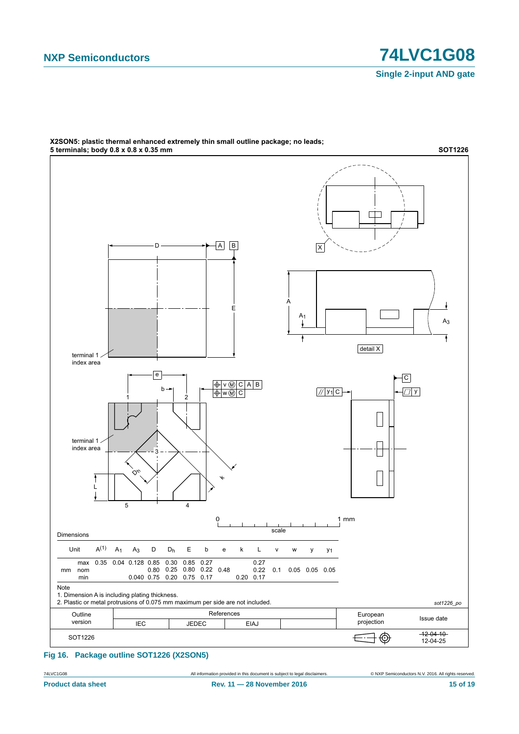**X2SON5: plastic thermal enhanced extremely thin small outline package; no leads; 5 terminals; body 0.8 x 0.8 x 0.35 mm** **SOT1226**

Dimensions

| Unit | | $A^{(1)}$ | $A_1$ | $A_3$ | D | $D_h$ | E | b | e | k | L | v | w | y | $y_1$ |
|---|---|---|---|---|---|---|---|---|---|---|---|---|---|---|---|
| mm | max | 0.35 | 0.04 | 0.128 | 0.85 | 0.30 | 0.85 | 0.27 | | | 0.27 | | | | |
| | nom | | | | 0.80 | 0.25 | 0.80 | 0.22 | 0.48 | | 0.22 | 0.1 | 0.05 | 0.05 | 0.05 |
| | min | | | 0.040 | 0.75 | 0.20 | 0.75 | 0.17 | | 0.20 | 0.17 | | | | |

Note

1. Dimension A is including plating thickness.
2. Plastic or metal protrusions of 0.075 mm maximum per side are not included.

sot1226_po

| Outline version | References IEC | References JEDEC | References EIAJ | | European projection | Issue date |
|---|---|---|---|---|---|---|
| SOT1226 | | | | | | ~~12-04-10~~ 12-04-25 |

**Fig 16. Package outline SOT1226 (X2SON5)**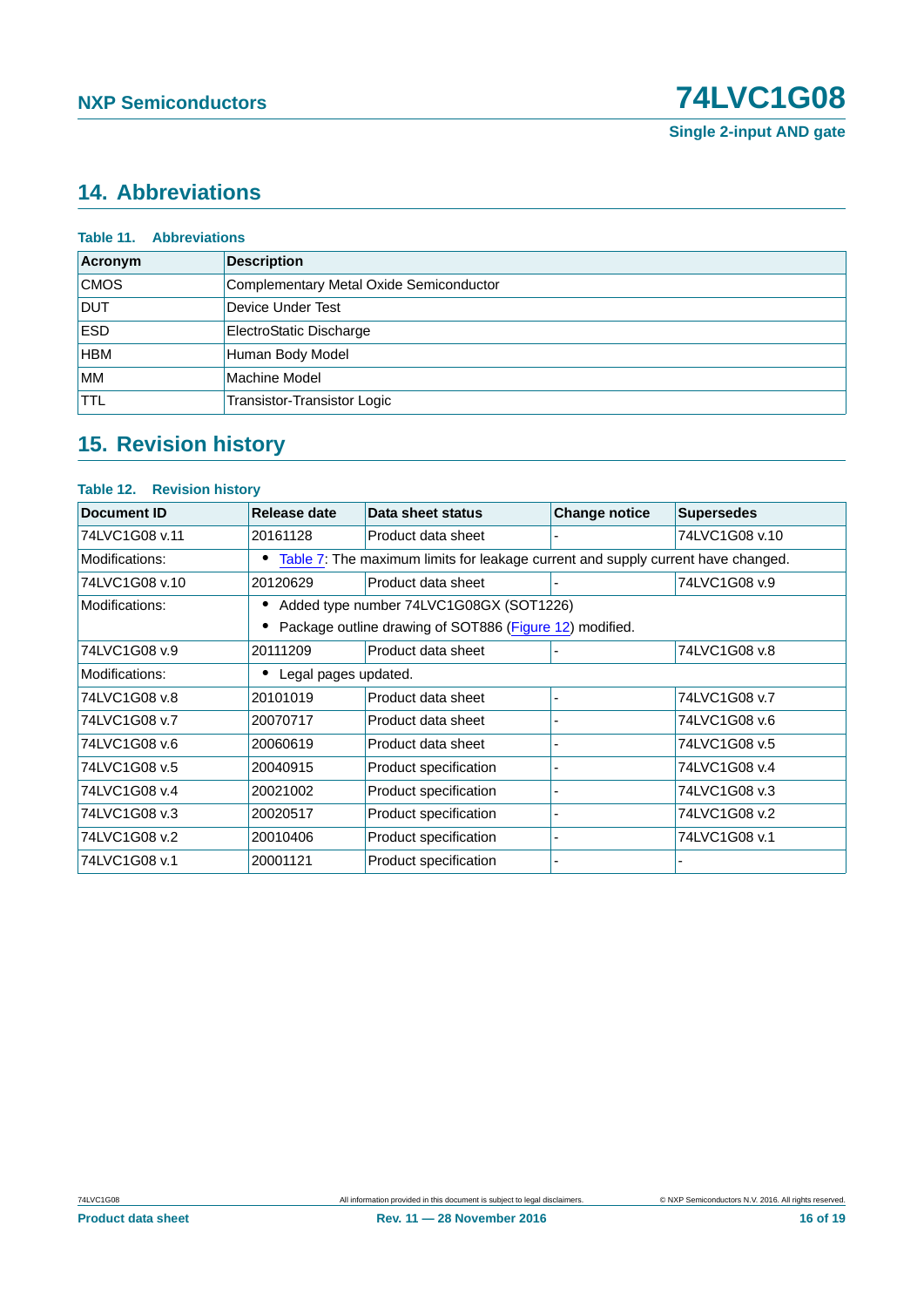## 14. Abbreviations

**Table 11. Abbreviations**

| Acronym | Description |
|---|---|
| CMOS | Complementary Metal Oxide Semiconductor |
| DUT | Device Under Test |
| ESD | ElectroStatic Discharge |
| HBM | Human Body Model |
| MM | Machine Model |
| TTL | Transistor-Transistor Logic |

## 15. Revision history

**Table 12. Revision history**

| Document ID | Release date | Data sheet status | Change notice | Supersedes |
|---|---|---|---|---|
| 74LVC1G08 v.11 | 20161128 | Product data sheet | - | 74LVC1G08 v.10 |
| Modifications: | • Table 7: The maximum limits for leakage current and supply current have changed. | | | |
| 74LVC1G08 v.10 | 20120629 | Product data sheet | - | 74LVC1G08 v.9 |
| Modifications: | • Added type number 74LVC1G08GX (SOT1226) • Package outline drawing of SOT886 (Figure 12) modified. | | | |
| 74LVC1G08 v.9 | 20111209 | Product data sheet | - | 74LVC1G08 v.8 |
| Modifications: | • Legal pages updated. | | | |
| 74LVC1G08 v.8 | 20101019 | Product data sheet | - | 74LVC1G08 v.7 |
| 74LVC1G08 v.7 | 20070717 | Product data sheet | - | 74LVC1G08 v.6 |
| 74LVC1G08 v.6 | 20060619 | Product data sheet | - | 74LVC1G08 v.5 |
| 74LVC1G08 v.5 | 20040915 | Product specification | - | 74LVC1G08 v.4 |
| 74LVC1G08 v.4 | 20021002 | Product specification | - | 74LVC1G08 v.3 |
| 74LVC1G08 v.3 | 20020517 | Product specification | - | 74LVC1G08 v.2 |
| 74LVC1G08 v.2 | 20010406 | Product specification | - | 74LVC1G08 v.1 |
| 74LVC1G08 v.1 | 20001121 | Product specification | - | - |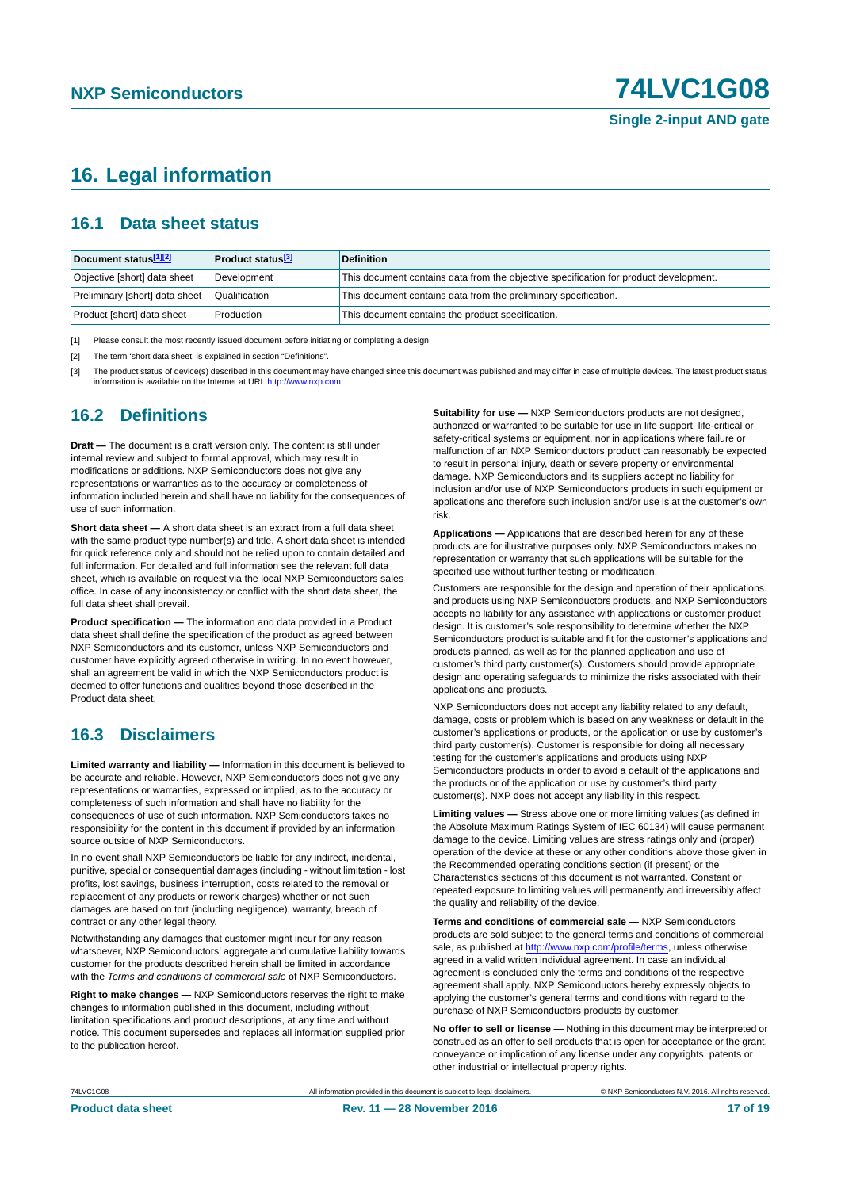# 16. Legal information

## 16.1 Data sheet status

| Document status[1][2] | Product status[3] | Definition |
|---|---|---|
| Objective [short] data sheet | Development | This document contains data from the objective specification for product development. |
| Preliminary [short] data sheet | Qualification | This document contains data from the preliminary specification. |
| Product [short] data sheet | Production | This document contains the product specification. |

[1] Please consult the most recently issued document before initiating or completing a design.

[2] The term 'short data sheet' is explained in section "Definitions".

[3] The product status of device(s) described in this document may have changed since this document was published and may differ in case of multiple devices. The latest product status information is available on the Internet at URL http://www.nxp.com.

## 16.2 Definitions

**Draft —** The document is a draft version only. The content is still under internal review and subject to formal approval, which may result in modifications or additions. NXP Semiconductors does not give any representations or warranties as to the accuracy or completeness of information included herein and shall have no liability for the consequences of use of such information.

**Short data sheet —** A short data sheet is an extract from a full data sheet with the same product type number(s) and title. A short data sheet is intended for quick reference only and should not be relied upon to contain detailed and full information. For detailed and full information see the relevant full data sheet, which is available on request via the local NXP Semiconductors sales office. In case of any inconsistency or conflict with the short data sheet, the full data sheet shall prevail.

**Product specification —** The information and data provided in a Product data sheet shall define the specification of the product as agreed between NXP Semiconductors and its customer, unless NXP Semiconductors and customer have explicitly agreed otherwise in writing. In no event however, shall an agreement be valid in which the NXP Semiconductors product is deemed to offer functions and qualities beyond those described in the Product data sheet.

## 16.3 Disclaimers

**Limited warranty and liability —** Information in this document is believed to be accurate and reliable. However, NXP Semiconductors does not give any representations or warranties, expressed or implied, as to the accuracy or completeness of such information and shall have no liability for the consequences of use of such information. NXP Semiconductors takes no responsibility for the content in this document if provided by an information source outside of NXP Semiconductors.

In no event shall NXP Semiconductors be liable for any indirect, incidental, punitive, special or consequential damages (including - without limitation - lost profits, lost savings, business interruption, costs related to the removal or replacement of any products or rework charges) whether or not such damages are based on tort (including negligence), warranty, breach of contract or any other legal theory.

Notwithstanding any damages that customer might incur for any reason whatsoever, NXP Semiconductors' aggregate and cumulative liability towards customer for the products described herein shall be limited in accordance with the *Terms and conditions of commercial sale* of NXP Semiconductors.

**Right to make changes —** NXP Semiconductors reserves the right to make changes to information published in this document, including without limitation specifications and product descriptions, at any time and without notice. This document supersedes and replaces all information supplied prior to the publication hereof.

**Suitability for use —** NXP Semiconductors products are not designed, authorized or warranted to be suitable for use in life support, life-critical or safety-critical systems or equipment, nor in applications where failure or malfunction of an NXP Semiconductors product can reasonably be expected to result in personal injury, death or severe property or environmental damage. NXP Semiconductors and its suppliers accept no liability for inclusion and/or use of NXP Semiconductors products in such equipment or applications and therefore such inclusion and/or use is at the customer's own risk.

**Applications —** Applications that are described herein for any of these products are for illustrative purposes only. NXP Semiconductors makes no representation or warranty that such applications will be suitable for the specified use without further testing or modification.

Customers are responsible for the design and operation of their applications and products using NXP Semiconductors products, and NXP Semiconductors accepts no liability for any assistance with applications or customer product design. It is customer's sole responsibility to determine whether the NXP Semiconductors product is suitable and fit for the customer's applications and products planned, as well as for the planned application and use of customer's third party customer(s). Customers should provide appropriate design and operating safeguards to minimize the risks associated with their applications and products.

NXP Semiconductors does not accept any liability related to any default, damage, costs or problem which is based on any weakness or default in the customer's applications or products, or the application or use by customer's third party customer(s). Customer is responsible for doing all necessary testing for the customer's applications and products using NXP Semiconductors products in order to avoid a default of the applications and the products or of the application or use by customer's third party customer(s). NXP does not accept any liability in this respect.

**Limiting values —** Stress above one or more limiting values (as defined in the Absolute Maximum Ratings System of IEC 60134) will cause permanent damage to the device. Limiting values are stress ratings only and (proper) operation of the device at these or any other conditions above those given in the Recommended operating conditions section (if present) or the Characteristics sections of this document is not warranted. Constant or repeated exposure to limiting values will permanently and irreversibly affect the quality and reliability of the device.

**Terms and conditions of commercial sale —** NXP Semiconductors products are sold subject to the general terms and conditions of commercial sale, as published at http://www.nxp.com/profile/terms, unless otherwise agreed in a valid written individual agreement. In case an individual agreement is concluded only the terms and conditions of the respective agreement shall apply. NXP Semiconductors hereby expressly objects to applying the customer's general terms and conditions with regard to the purchase of NXP Semiconductors products by customer.

**No offer to sell or license —** Nothing in this document may be interpreted or construed as an offer to sell products that is open for acceptance or the grant, conveyance or implication of any license under any copyrights, patents or other industrial or intellectual property rights.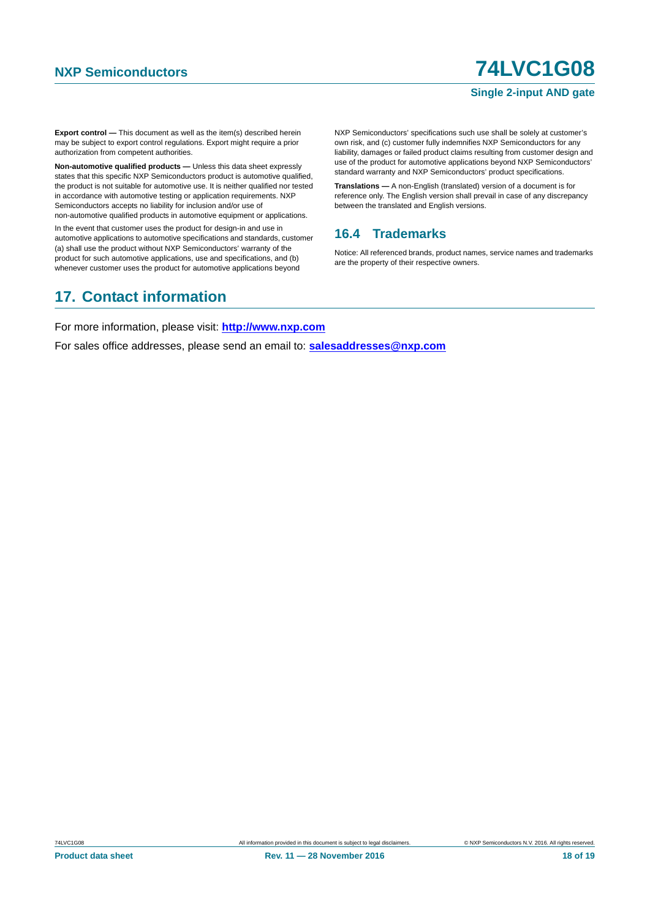**Export control —** This document as well as the item(s) described herein may be subject to export control regulations. Export might require a prior authorization from competent authorities.

**Non-automotive qualified products —** Unless this data sheet expressly states that this specific NXP Semiconductors product is automotive qualified, the product is not suitable for automotive use. It is neither qualified nor tested in accordance with automotive testing or application requirements. NXP Semiconductors accepts no liability for inclusion and/or use of non-automotive qualified products in automotive equipment or applications.

In the event that customer uses the product for design-in and use in automotive applications to automotive specifications and standards, customer (a) shall use the product without NXP Semiconductors' warranty of the product for such automotive applications, use and specifications, and (b) whenever customer uses the product for automotive applications beyond NXP Semiconductors' specifications such use shall be solely at customer's own risk, and (c) customer fully indemnifies NXP Semiconductors for any liability, damages or failed product claims resulting from customer design and use of the product for automotive applications beyond NXP Semiconductors' standard warranty and NXP Semiconductors' product specifications.

**Translations —** A non-English (translated) version of a document is for reference only. The English version shall prevail in case of any discrepancy between the translated and English versions.

### 16.4 Trademarks

Notice: All referenced brands, product names, service names and trademarks are the property of their respective owners.

## 17. Contact information

For more information, please visit: **http://www.nxp.com**

For sales office addresses, please send an email to: **salesaddresses@nxp.com**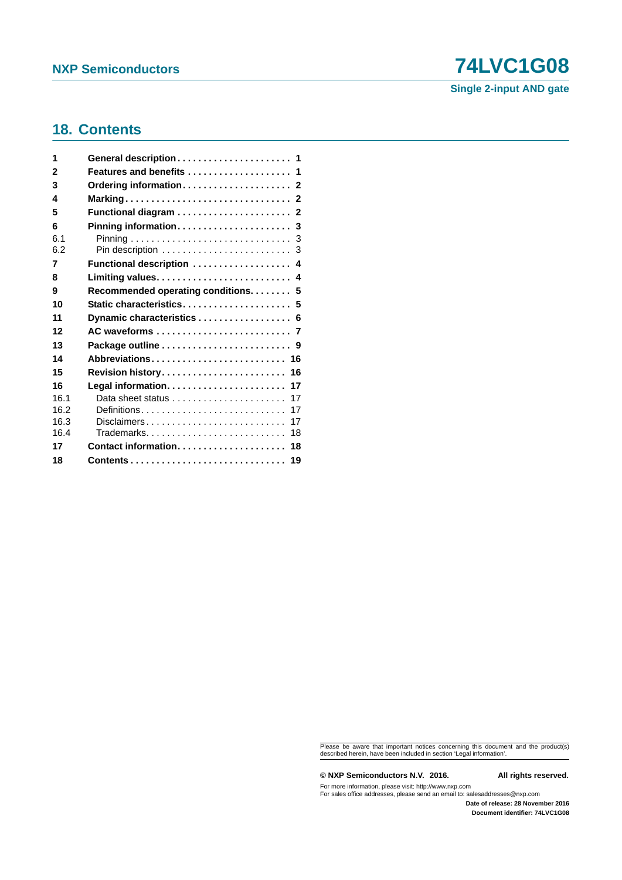## 18. Contents

| | | |
|---|---|---|
| **1** | **General description** | **1** |
| **2** | **Features and benefits** | **1** |
| **3** | **Ordering information** | **2** |
| **4** | **Marking** | **2** |
| **5** | **Functional diagram** | **2** |
| **6** | **Pinning information** | **3** |
| 6.1 | Pinning | 3 |
| 6.2 | Pin description | 3 |
| **7** | **Functional description** | **4** |
| **8** | **Limiting values** | **4** |
| **9** | **Recommended operating conditions** | **5** |
| **10** | **Static characteristics** | **5** |
| **11** | **Dynamic characteristics** | **6** |
| **12** | **AC waveforms** | **7** |
| **13** | **Package outline** | **9** |
| **14** | **Abbreviations** | **16** |
| **15** | **Revision history** | **16** |
| **16** | **Legal information** | **17** |
| 16.1 | Data sheet status | 17 |
| 16.2 | Definitions | 17 |
| 16.3 | Disclaimers | 17 |
| 16.4 | Trademarks | 18 |
| **17** | **Contact information** | **18** |
| **18** | **Contents** | **19** |

Please be aware that important notices concerning this document and the product(s) described herein, have been included in section 'Legal information'.

**© NXP Semiconductors N.V. 2016. All rights reserved.**

For more information, please visit: http://www.nxp.com
For sales office addresses, please send an email to: salesaddresses@nxp.com

**Date of release: 28 November 2016**
**Document identifier: 74LVC1G08**